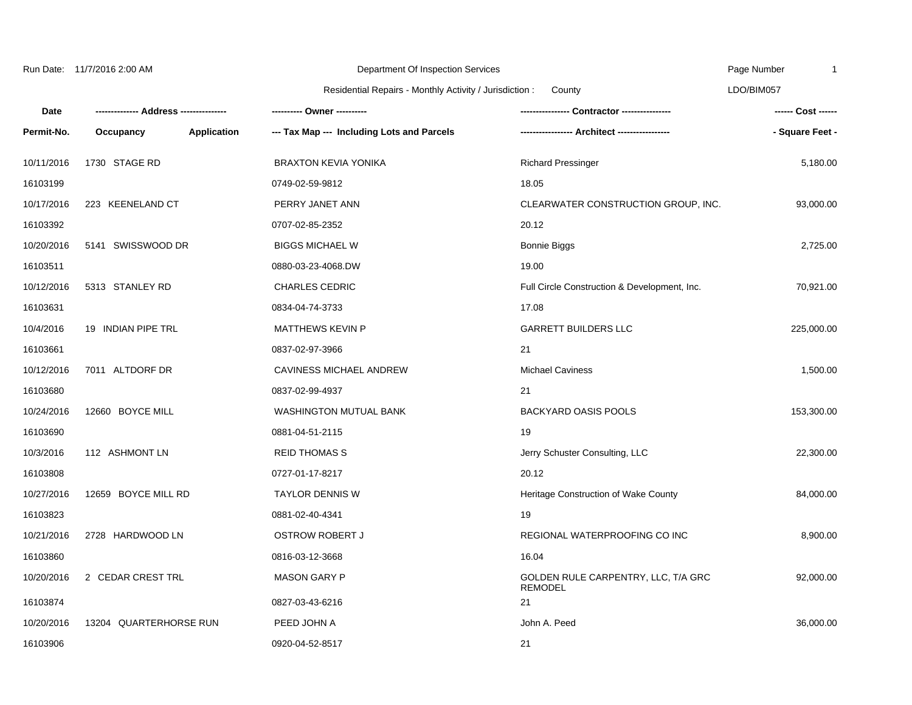Run Date: 11/7/2016 2:00 AM

Department Of Inspection Services

Residential Repairs - Monthly Activity / Jurisdiction : County

LDO/BIM057

| Date | -------------- Address --------------- | | ---------- Owner ---------- | ---------------- Contractor ---------------- | ------ Cost ------ |
|---|---|---|---|---|---|
| Permit-No. | Occupancy | Application | --- Tax Map --- Including Lots and Parcels | ----------------- Architect ----------------- | - Square Feet - |
| 10/11/2016 | 1730 STAGE RD | | BRAXTON KEVIA YONIKA | Richard Pressinger | 5,180.00 |
| 16103199 | | | 0749-02-59-9812 | 18.05 | |
| 10/17/2016 | 223 KEENELAND CT | | PERRY JANET ANN | CLEARWATER CONSTRUCTION GROUP, INC. | 93,000.00 |
| 16103392 | | | 0707-02-85-2352 | 20.12 | |
| 10/20/2016 | 5141 SWISSWOOD DR | | BIGGS MICHAEL W | Bonnie Biggs | 2,725.00 |
| 16103511 | | | 0880-03-23-4068.DW | 19.00 | |
| 10/12/2016 | 5313 STANLEY RD | | CHARLES CEDRIC | Full Circle Construction & Development, Inc. | 70,921.00 |
| 16103631 | | | 0834-04-74-3733 | 17.08 | |
| 10/4/2016 | 19 INDIAN PIPE TRL | | MATTHEWS KEVIN P | GARRETT BUILDERS LLC | 225,000.00 |
| 16103661 | | | 0837-02-97-3966 | 21 | |
| 10/12/2016 | 7011 ALTDORF DR | | CAVINESS MICHAEL ANDREW | Michael Caviness | 1,500.00 |
| 16103680 | | | 0837-02-99-4937 | 21 | |
| 10/24/2016 | 12660 BOYCE MILL | | WASHINGTON MUTUAL BANK | BACKYARD OASIS POOLS | 153,300.00 |
| 16103690 | | | 0881-04-51-2115 | 19 | |
| 10/3/2016 | 112 ASHMONT LN | | REID THOMAS S | Jerry Schuster Consulting, LLC | 22,300.00 |
| 16103808 | | | 0727-01-17-8217 | 20.12 | |
| 10/27/2016 | 12659 BOYCE MILL RD | | TAYLOR DENNIS W | Heritage Construction of Wake County | 84,000.00 |
| 16103823 | | | 0881-02-40-4341 | 19 | |
| 10/21/2016 | 2728 HARDWOOD LN | | OSTROW ROBERT J | REGIONAL WATERPROOFING CO INC | 8,900.00 |
| 16103860 | | | 0816-03-12-3668 | 16.04 | |
| 10/20/2016 | 2 CEDAR CREST TRL | | MASON GARY P | GOLDEN RULE CARPENTRY, LLC, T/A GRC REMODEL | 92,000.00 |
| 16103874 | | | 0827-03-43-6216 | 21 | |
| 10/20/2016 | 13204 QUARTERHORSE RUN | | PEED JOHN A | John A. Peed | 36,000.00 |
| 16103906 | | | 0920-04-52-8517 | 21 | |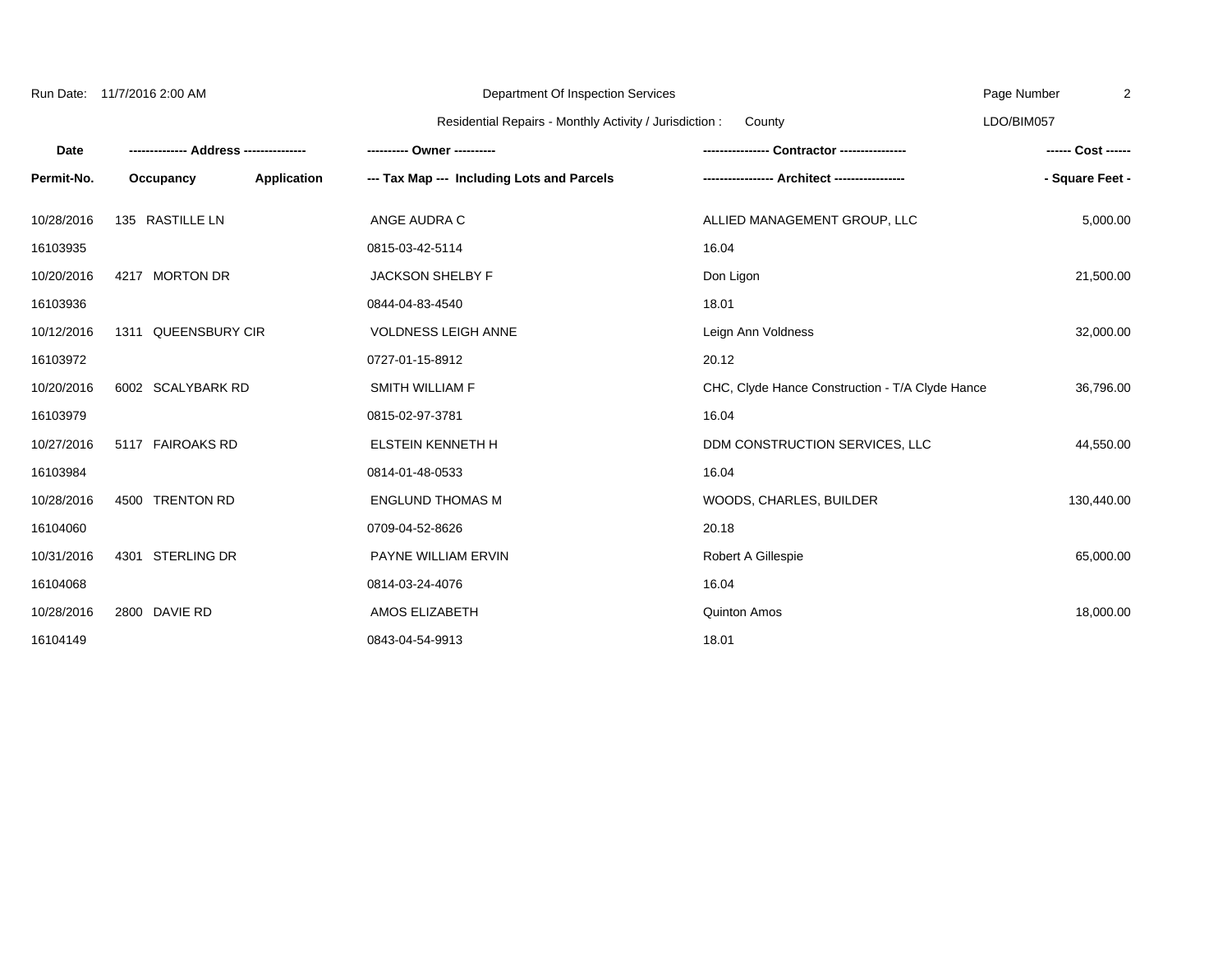Run Date: 11/7/2016 2:00 AM

Department Of Inspection Services

Residential Repairs - Monthly Activity / Jurisdiction : County

LDO/BIM057

| Date / Permit-No. | Address / Occupancy | Application | Owner / Tax Map --- Including Lots and Parcels | Contractor / Architect | Cost / Square Feet |
|---|---|---|---|---|---|
| 10/28/2016 | 135 RASTILLE LN | | ANGE AUDRA C | ALLIED MANAGEMENT GROUP, LLC | 5,000.00 |
| 16103935 | | | 0815-03-42-5114 | 16.04 | |
| 10/20/2016 | 4217 MORTON DR | | JACKSON SHELBY F | Don Ligon | 21,500.00 |
| 16103936 | | | 0844-04-83-4540 | 18.01 | |
| 10/12/2016 | 1311 QUEENSBURY CIR | | VOLDNESS LEIGH ANNE | Leign Ann Voldness | 32,000.00 |
| 16103972 | | | 0727-01-15-8912 | 20.12 | |
| 10/20/2016 | 6002 SCALYBARK RD | | SMITH WILLIAM F | CHC, Clyde Hance Construction - T/A Clyde Hance | 36,796.00 |
| 16103979 | | | 0815-02-97-3781 | 16.04 | |
| 10/27/2016 | 5117 FAIROAKS RD | | ELSTEIN KENNETH H | DDM CONSTRUCTION SERVICES, LLC | 44,550.00 |
| 16103984 | | | 0814-01-48-0533 | 16.04 | |
| 10/28/2016 | 4500 TRENTON RD | | ENGLUND THOMAS M | WOODS, CHARLES, BUILDER | 130,440.00 |
| 16104060 | | | 0709-04-52-8626 | 20.18 | |
| 10/31/2016 | 4301 STERLING DR | | PAYNE WILLIAM ERVIN | Robert A Gillespie | 65,000.00 |
| 16104068 | | | 0814-03-24-4076 | 16.04 | |
| 10/28/2016 | 2800 DAVIE RD | | AMOS ELIZABETH | Quinton Amos | 18,000.00 |
| 16104149 | | | 0843-04-54-9913 | 18.01 | |